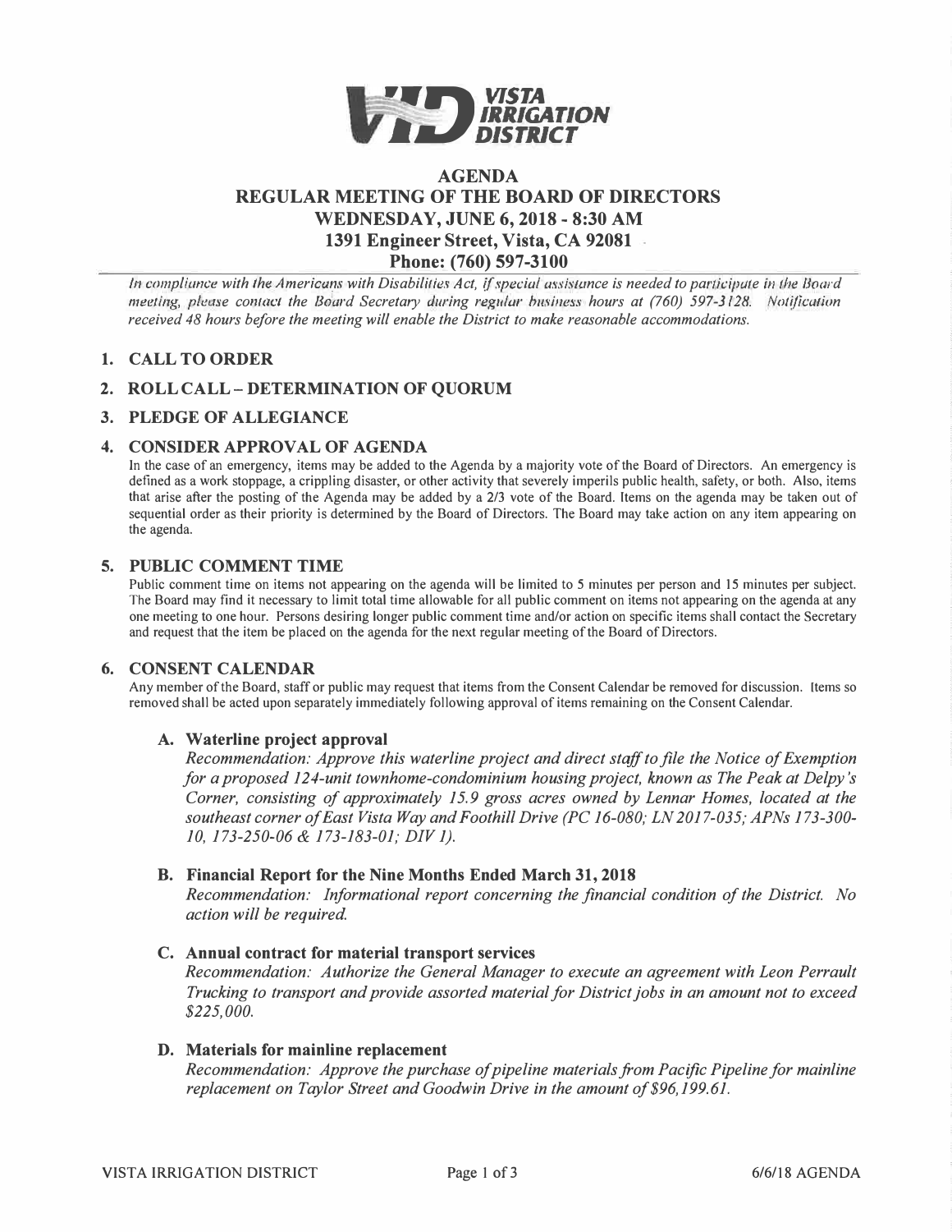# AGENDA
# REGULAR MEETING OF THE BOARD OF DIRECTORS
## WEDNESDAY, JUNE 6, 2018 - 8:30 AM
## 1391 Engineer Street, Vista, CA 92081
## Phone: (760) 597-3100

*In compliance with the Americans with Disabilities Act, if special assistance is needed to participate in the Board meeting, please contact the Board Secretary during regular business hours at (760) 597-3128. Notification received 48 hours before the meeting will enable the District to make reasonable accommodations.*

## 1. CALL TO ORDER

## 2. ROLL CALL – DETERMINATION OF QUORUM

## 3. PLEDGE OF ALLEGIANCE

## 4. CONSIDER APPROVAL OF AGENDA

In the case of an emergency, items may be added to the Agenda by a majority vote of the Board of Directors. An emergency is defined as a work stoppage, a crippling disaster, or other activity that severely imperils public health, safety, or both. Also, items that arise after the posting of the Agenda may be added by a 2/3 vote of the Board. Items on the agenda may be taken out of sequential order as their priority is determined by the Board of Directors. The Board may take action on any item appearing on the agenda.

## 5. PUBLIC COMMENT TIME

Public comment time on items not appearing on the agenda will be limited to 5 minutes per person and 15 minutes per subject. The Board may find it necessary to limit total time allowable for all public comment on items not appearing on the agenda at any one meeting to one hour. Persons desiring longer public comment time and/or action on specific items shall contact the Secretary and request that the item be placed on the agenda for the next regular meeting of the Board of Directors.

## 6. CONSENT CALENDAR

Any member of the Board, staff or public may request that items from the Consent Calendar be removed for discussion. Items so removed shall be acted upon separately immediately following approval of items remaining on the Consent Calendar.

### A. Waterline project approval

*Recommendation: Approve this waterline project and direct staff to file the Notice of Exemption for a proposed 124-unit townhome-condominium housing project, known as The Peak at Delpy's Corner, consisting of approximately 15.9 gross acres owned by Lennar Homes, located at the southeast corner of East Vista Way and Foothill Drive (PC 16-080; LN 2017-035; APNs 173-300-10, 173-250-06 & 173-183-01; DIV 1).*

### B. Financial Report for the Nine Months Ended March 31, 2018

*Recommendation: Informational report concerning the financial condition of the District. No action will be required.*

### C. Annual contract for material transport services

*Recommendation: Authorize the General Manager to execute an agreement with Leon Perrault Trucking to transport and provide assorted material for District jobs in an amount not to exceed $225,000.*

### D. Materials for mainline replacement

*Recommendation: Approve the purchase of pipeline materials from Pacific Pipeline for mainline replacement on Taylor Street and Goodwin Drive in the amount of $96,199.61.*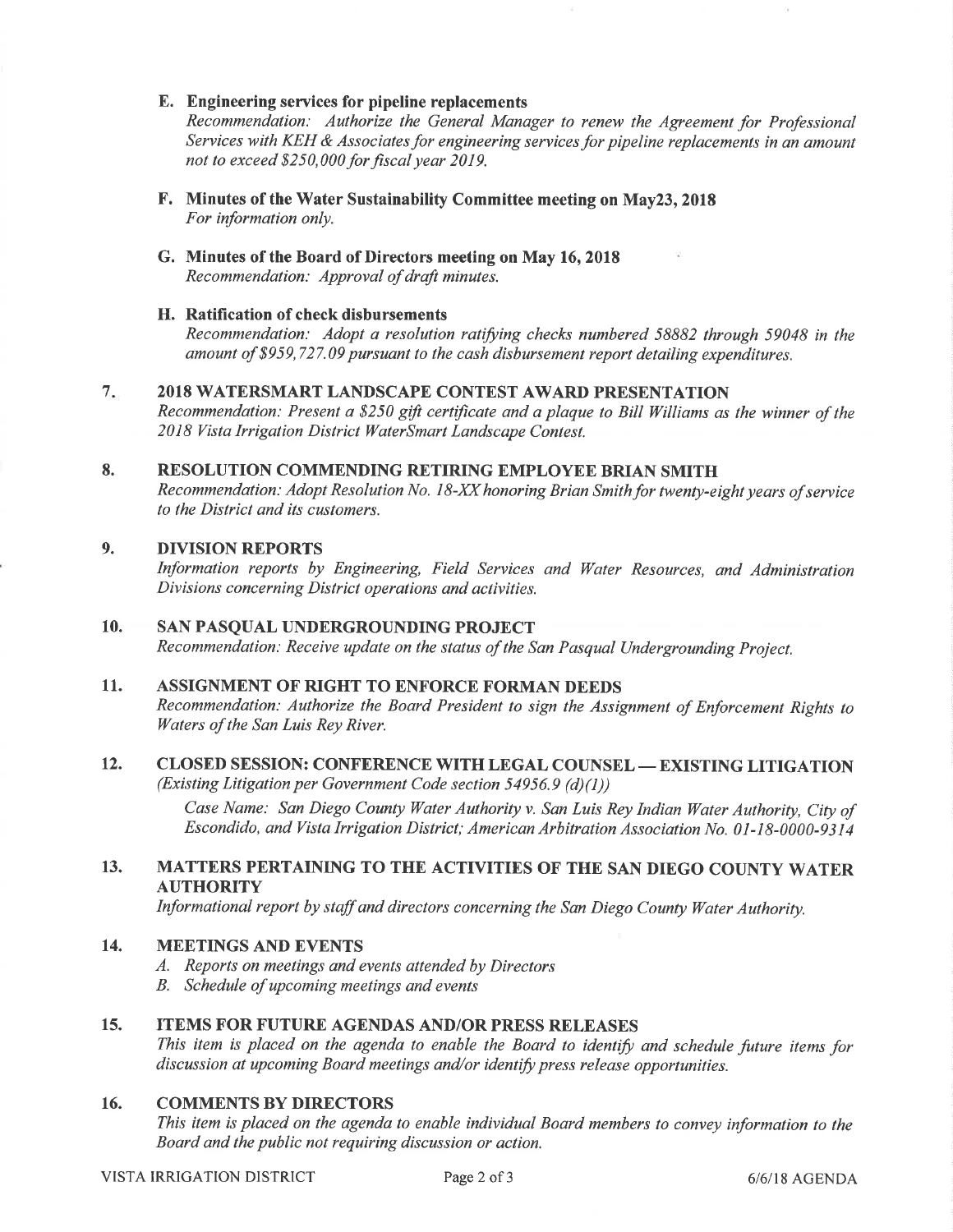**E. Engineering services for pipeline replacements**

*Recommendation: Authorize the General Manager to renew the Agreement for Professional Services with KEH & Associates for engineering services for pipeline replacements in an amount not to exceed $250,000 for fiscal year 2019.*

**F. Minutes of the Water Sustainability Committee meeting on May23, 2018**

*For information only.*

**G. Minutes of the Board of Directors meeting on May 16, 2018**

*Recommendation: Approval of draft minutes.*

**H. Ratification of check disbursements**

*Recommendation: Adopt a resolution ratifying checks numbered 58882 through 59048 in the amount of $959,727.09 pursuant to the cash disbursement report detailing expenditures.*

**7. 2018 WATERSMART LANDSCAPE CONTEST AWARD PRESENTATION**

*Recommendation: Present a $250 gift certificate and a plaque to Bill Williams as the winner of the 2018 Vista Irrigation District WaterSmart Landscape Contest.*

**8. RESOLUTION COMMENDING RETIRING EMPLOYEE BRIAN SMITH**

*Recommendation: Adopt Resolution No. 18-XX honoring Brian Smith for twenty-eight years of service to the District and its customers.*

**9. DIVISION REPORTS**

*Information reports by Engineering, Field Services and Water Resources, and Administration Divisions concerning District operations and activities.*

**10. SAN PASQUAL UNDERGROUNDING PROJECT**

*Recommendation: Receive update on the status of the San Pasqual Undergrounding Project.*

**11. ASSIGNMENT OF RIGHT TO ENFORCE FORMAN DEEDS**

*Recommendation: Authorize the Board President to sign the Assignment of Enforcement Rights to Waters of the San Luis Rey River.*

**12. CLOSED SESSION: CONFERENCE WITH LEGAL COUNSEL — EXISTING LITIGATION**

*(Existing Litigation per Government Code section 54956.9 (d)(1))*

*Case Name: San Diego County Water Authority v. San Luis Rey Indian Water Authority, City of Escondido, and Vista Irrigation District; American Arbitration Association No. 01-18-0000-9314*

**13. MATTERS PERTAINING TO THE ACTIVITIES OF THE SAN DIEGO COUNTY WATER AUTHORITY**

*Informational report by staff and directors concerning the San Diego County Water Authority.*

**14. MEETINGS AND EVENTS**

*A. Reports on meetings and events attended by Directors*

*B. Schedule of upcoming meetings and events*

**15. ITEMS FOR FUTURE AGENDAS AND/OR PRESS RELEASES**

*This item is placed on the agenda to enable the Board to identify and schedule future items for discussion at upcoming Board meetings and/or identify press release opportunities.*

**16. COMMENTS BY DIRECTORS**

*This item is placed on the agenda to enable individual Board members to convey information to the Board and the public not requiring discussion or action.*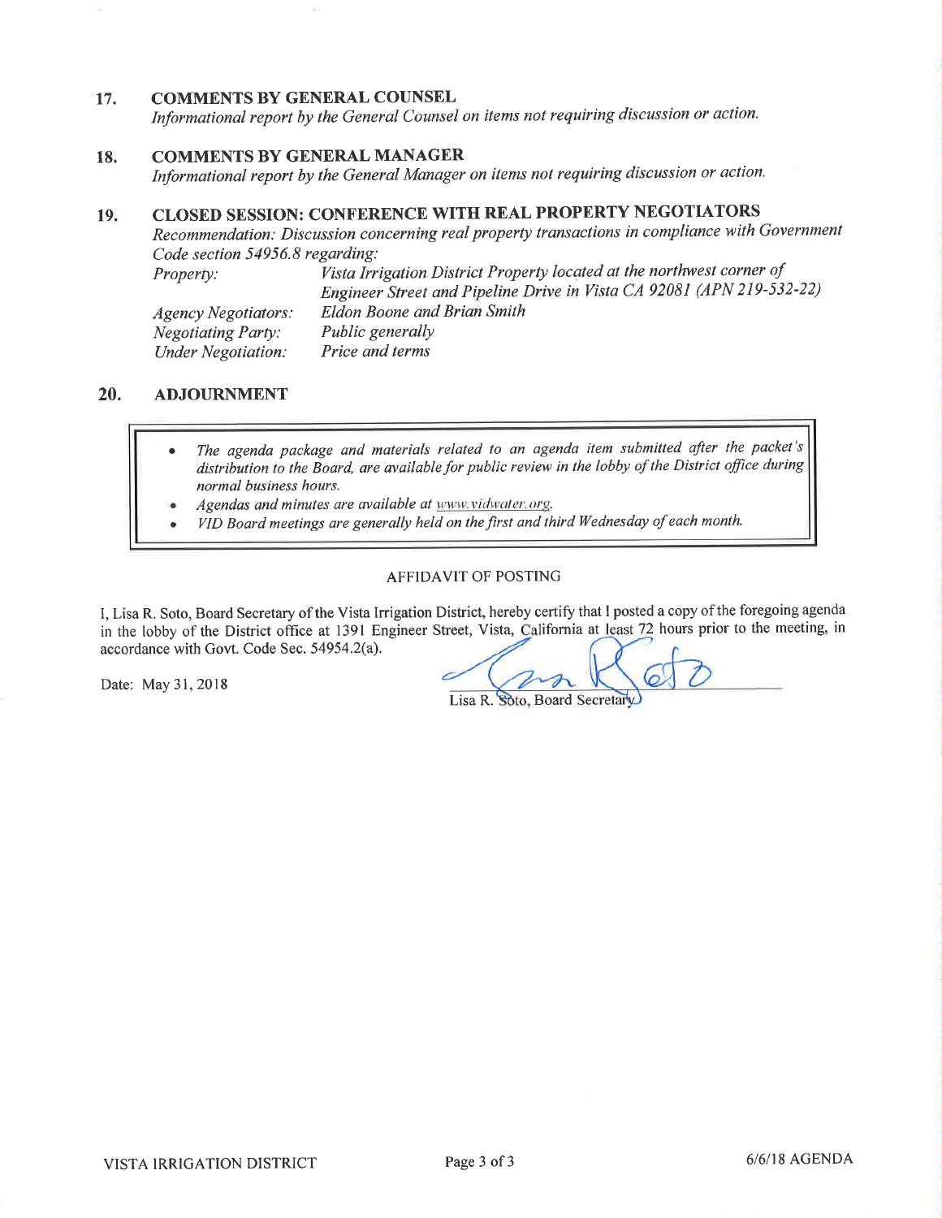## 17. COMMENTS BY GENERAL COUNSEL

*Informational report by the General Counsel on items not requiring discussion or action.*

## 18. COMMENTS BY GENERAL MANAGER

*Informational report by the General Manager on items not requiring discussion or action.*

## 19. CLOSED SESSION: CONFERENCE WITH REAL PROPERTY NEGOTIATORS

*Recommendation: Discussion concerning real property transactions in compliance with Government Code section 54956.8 regarding:*

| | |
|---|---|
| *Property:* | *Vista Irrigation District Property located at the northwest corner of Engineer Street and Pipeline Drive in Vista CA 92081 (APN 219-532-22)* |
| *Agency Negotiators:* | *Eldon Boone and Brian Smith* |
| *Negotiating Party:* | *Public generally* |
| *Under Negotiation:* | *Price and terms* |

## 20. ADJOURNMENT

- *The agenda package and materials related to an agenda item submitted after the packet's distribution to the Board, are available for public review in the lobby of the District office during normal business hours.*
- *Agendas and minutes are available at www.vidwater.org.*
- *VID Board meetings are generally held on the first and third Wednesday of each month.*

AFFIDAVIT OF POSTING

I, Lisa R. Soto, Board Secretary of the Vista Irrigation District, hereby certify that I posted a copy of the foregoing agenda in the lobby of the District office at 1391 Engineer Street, Vista, California at least 72 hours prior to the meeting, in accordance with Govt. Code Sec. 54954.2(a).

Date: May 31, 2018

Lisa R. Soto, Board Secretary